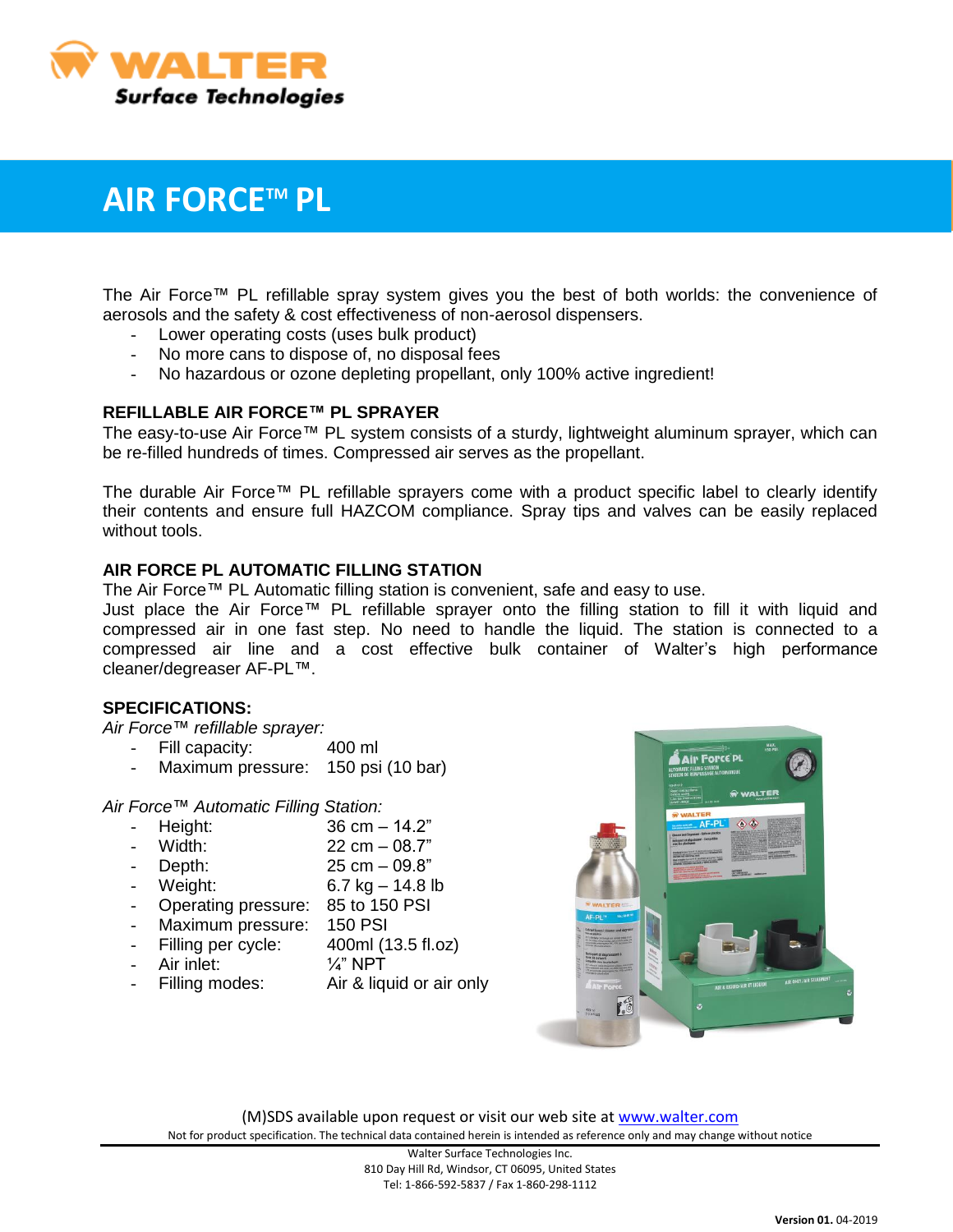# AIR FORCE™ PL

The Air Force™ PL refillable spray system gives you the best of both worlds: the convenience of aerosols and the safety & cost effectiveness of non-aerosol dispensers.

- Lower operating costs (uses bulk product)
- No more cans to dispose of, no disposal fees
- No hazardous or ozone depleting propellant, only 100% active ingredient!

## REFILLABLE AIR FORCE™ PL SPRAYER

The easy-to-use Air Force™ PL system consists of a sturdy, lightweight aluminum sprayer, which can be re-filled hundreds of times. Compressed air serves as the propellant.

The durable Air Force™ PL refillable sprayers come with a product specific label to clearly identify their contents and ensure full HAZCOM compliance. Spray tips and valves can be easily replaced without tools.

## AIR FORCE PL AUTOMATIC FILLING STATION

The Air Force™ PL Automatic filling station is convenient, safe and easy to use.
Just place the Air Force™ PL refillable sprayer onto the filling station to fill it with liquid and compressed air in one fast step. No need to handle the liquid. The station is connected to a compressed air line and a cost effective bulk container of Walter's high performance cleaner/degreaser AF-PL™.

## SPECIFICATIONS:

*Air Force™ refillable sprayer:*

- Fill capacity: 400 ml
- Maximum pressure: 150 psi (10 bar)

*Air Force™ Automatic Filling Station:*

- Height: 36 cm – 14.2"
- Width: 22 cm – 08.7"
- Depth: 25 cm – 09.8"
- Weight: 6.7 kg – 14.8 lb
- Operating pressure: 85 to 150 PSI
- Maximum pressure: 150 PSI
- Filling per cycle: 400ml (13.5 fl.oz)
- Air inlet: ¼" NPT
- Filling modes: Air & liquid or air only

(M)SDS available upon request or visit our web site at www.walter.com

Not for product specification. The technical data contained herein is intended as reference only and may change without notice

Walter Surface Technologies Inc.
810 Day Hill Rd, Windsor, CT 06095, United States
Tel: 1-866-592-5837 / Fax 1-860-298-1112

**Version 01.** 04-2019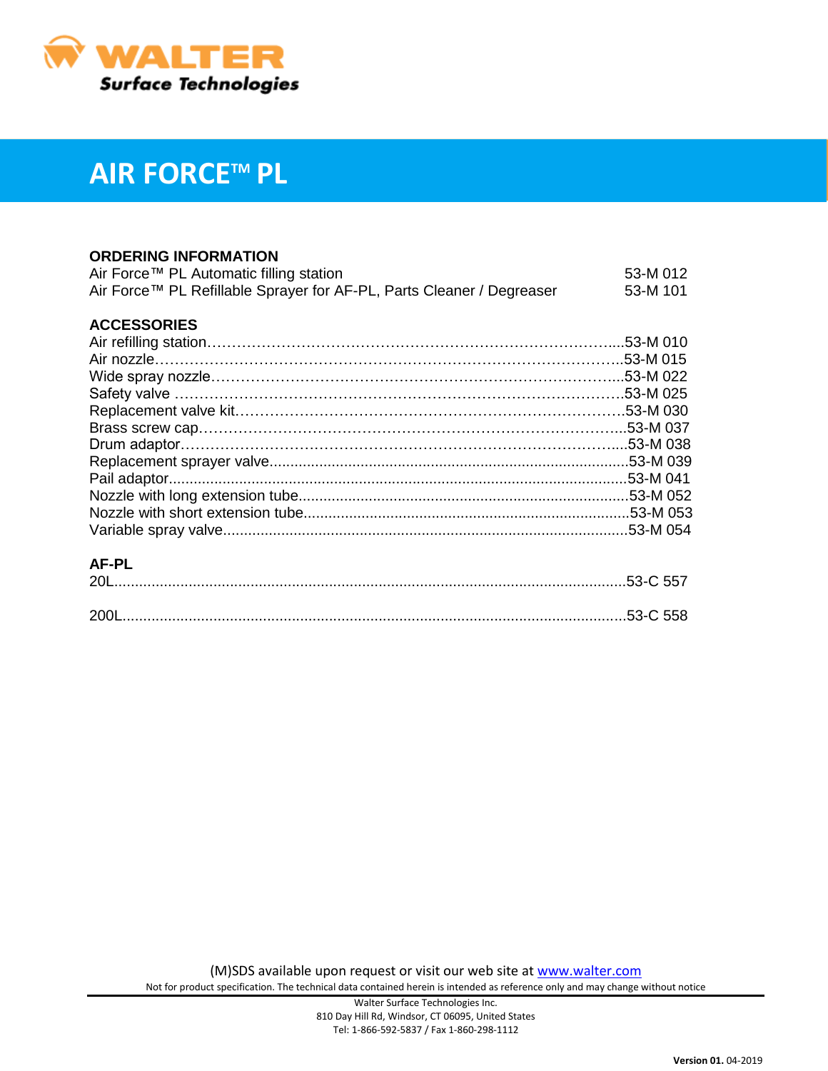# AIR FORCE™ PL

## ORDERING INFORMATION

| | |
|---|---|
| Air Force™ PL Automatic filling station | 53-M 012 |
| Air Force™ PL Refillable Sprayer for AF-PL, Parts Cleaner / Degreaser | 53-M 101 |

## ACCESSORIES

| | |
|---|---|
| Air refilling station | 53-M 010 |
| Air nozzle | 53-M 015 |
| Wide spray nozzle | 53-M 022 |
| Safety valve | 53-M 025 |
| Replacement valve kit | 53-M 030 |
| Brass screw cap | 53-M 037 |
| Drum adaptor | 53-M 038 |
| Replacement sprayer valve | 53-M 039 |
| Pail adaptor | 53-M 041 |
| Nozzle with long extension tube | 53-M 052 |
| Nozzle with short extension tube | 53-M 053 |
| Variable spray valve | 53-M 054 |

## AF-PL

| | |
|---|---|
| 20L | 53-C 557 |
| 200L | 53-C 558 |

(M)SDS available upon request or visit our web site at www.walter.com

Not for product specification. The technical data contained herein is intended as reference only and may change without notice

Walter Surface Technologies Inc.
810 Day Hill Rd, Windsor, CT 06095, United States
Tel: 1-866-592-5837 / Fax 1-860-298-1112

**Version 01.** 04-2019